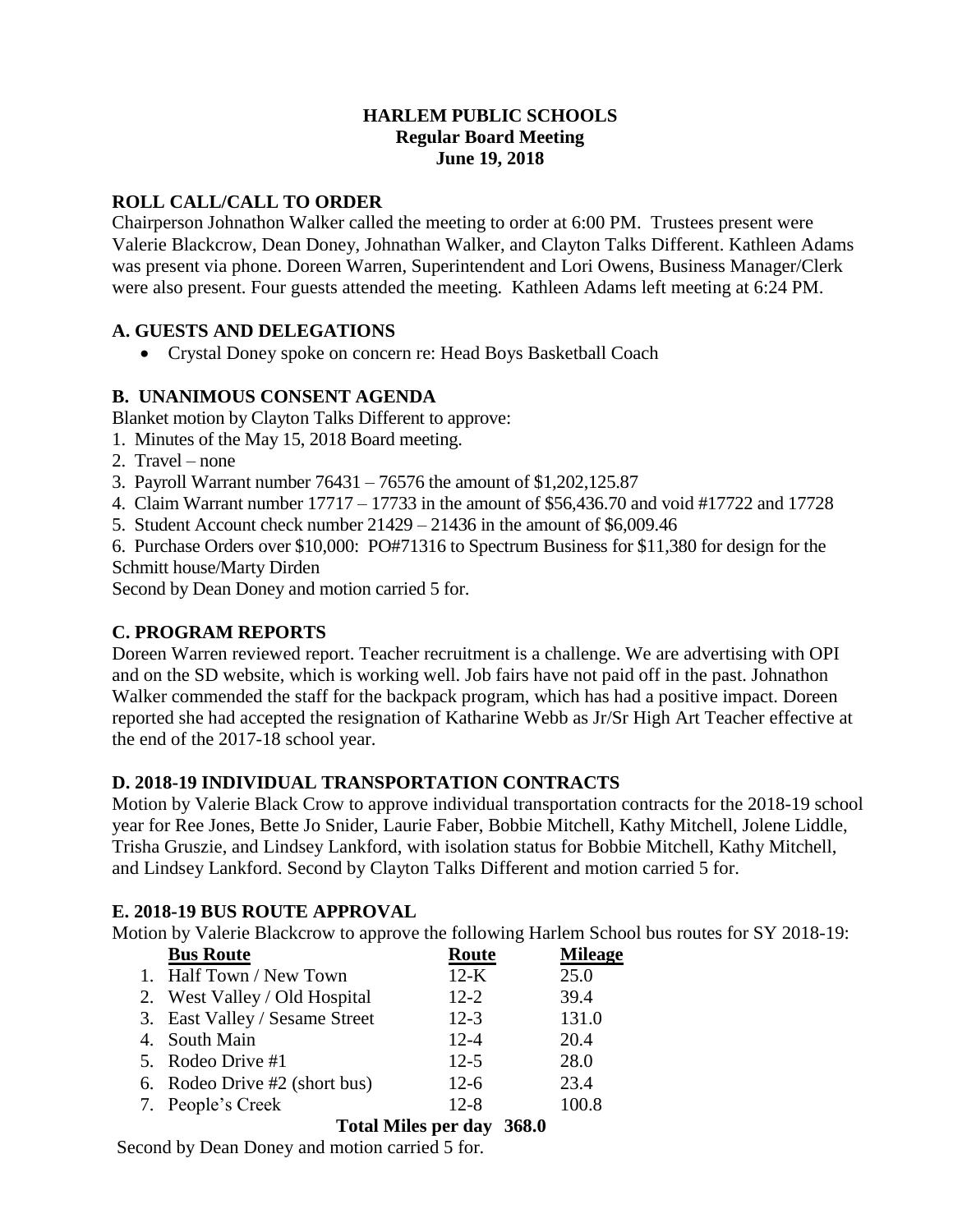# HARLEM PUBLIC SCHOOLS
## Regular Board Meeting
## June 19, 2018

### ROLL CALL/CALL TO ORDER

Chairperson Johnathon Walker called the meeting to order at 6:00 PM. Trustees present were Valerie Blackcrow, Dean Doney, Johnathan Walker, and Clayton Talks Different. Kathleen Adams was present via phone. Doreen Warren, Superintendent and Lori Owens, Business Manager/Clerk were also present. Four guests attended the meeting. Kathleen Adams left meeting at 6:24 PM.

### A. GUESTS AND DELEGATIONS

- Crystal Doney spoke on concern re: Head Boys Basketball Coach

### B. UNANIMOUS CONSENT AGENDA

Blanket motion by Clayton Talks Different to approve:

1. Minutes of the May 15, 2018 Board meeting.
2. Travel – none
3. Payroll Warrant number 76431 – 76576 the amount of $1,202,125.87
4. Claim Warrant number 17717 – 17733 in the amount of $56,436.70 and void #17722 and 17728
5. Student Account check number 21429 – 21436 in the amount of $6,009.46
6. Purchase Orders over $10,000: PO#71316 to Spectrum Business for $11,380 for design for the Schmitt house/Marty Dirden

Second by Dean Doney and motion carried 5 for.

### C. PROGRAM REPORTS

Doreen Warren reviewed report. Teacher recruitment is a challenge. We are advertising with OPI and on the SD website, which is working well. Job fairs have not paid off in the past. Johnathon Walker commended the staff for the backpack program, which has had a positive impact. Doreen reported she had accepted the resignation of Katharine Webb as Jr/Sr High Art Teacher effective at the end of the 2017-18 school year.

### D. 2018-19 INDIVIDUAL TRANSPORTATION CONTRACTS

Motion by Valerie Black Crow to approve individual transportation contracts for the 2018-19 school year for Ree Jones, Bette Jo Snider, Laurie Faber, Bobbie Mitchell, Kathy Mitchell, Jolene Liddle, Trisha Gruszie, and Lindsey Lankford, with isolation status for Bobbie Mitchell, Kathy Mitchell, and Lindsey Lankford. Second by Clayton Talks Different and motion carried 5 for.

### E. 2018-19 BUS ROUTE APPROVAL

Motion by Valerie Blackcrow to approve the following Harlem School bus routes for SY 2018-19:

| Bus Route | Route | Mileage |
|---|---|---|
| 1. Half Town / New Town | 12-K | 25.0 |
| 2. West Valley / Old Hospital | 12-2 | 39.4 |
| 3. East Valley / Sesame Street | 12-3 | 131.0 |
| 4. South Main | 12-4 | 20.4 |
| 5. Rodeo Drive #1 | 12-5 | 28.0 |
| 6. Rodeo Drive #2 (short bus) | 12-6 | 23.4 |
| 7. People's Creek | 12-8 | 100.8 |
| **Total Miles per day** | | **368.0** |

Second by Dean Doney and motion carried 5 for.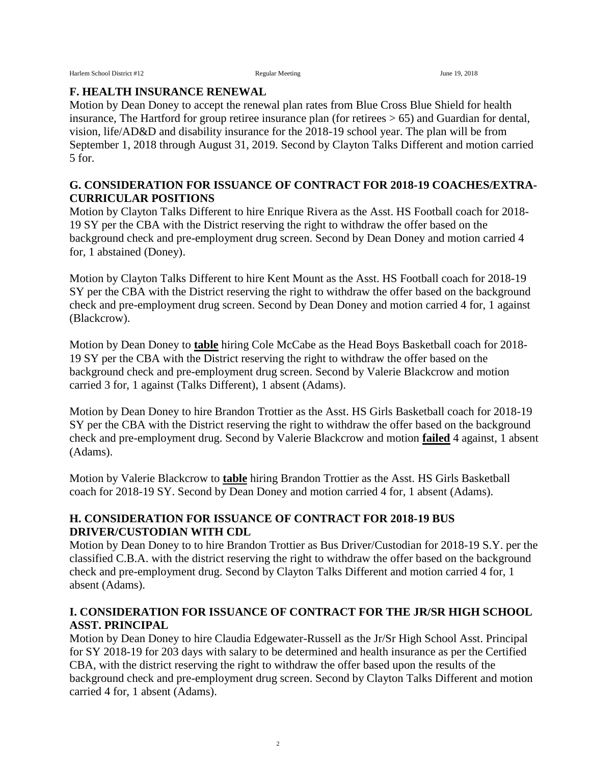## F. HEALTH INSURANCE RENEWAL

Motion by Dean Doney to accept the renewal plan rates from Blue Cross Blue Shield for health insurance, The Hartford for group retiree insurance plan (for retirees > 65) and Guardian for dental, vision, life/AD&D and disability insurance for the 2018-19 school year. The plan will be from September 1, 2018 through August 31, 2019. Second by Clayton Talks Different and motion carried 5 for.

## G. CONSIDERATION FOR ISSUANCE OF CONTRACT FOR 2018-19 COACHES/EXTRA-CURRICULAR POSITIONS

Motion by Clayton Talks Different to hire Enrique Rivera as the Asst. HS Football coach for 2018-19 SY per the CBA with the District reserving the right to withdraw the offer based on the background check and pre-employment drug screen. Second by Dean Doney and motion carried 4 for, 1 abstained (Doney).

Motion by Clayton Talks Different to hire Kent Mount as the Asst. HS Football coach for 2018-19 SY per the CBA with the District reserving the right to withdraw the offer based on the background check and pre-employment drug screen. Second by Dean Doney and motion carried 4 for, 1 against (Blackcrow).

Motion by Dean Doney to **table** hiring Cole McCabe as the Head Boys Basketball coach for 2018-19 SY per the CBA with the District reserving the right to withdraw the offer based on the background check and pre-employment drug screen. Second by Valerie Blackcrow and motion carried 3 for, 1 against (Talks Different), 1 absent (Adams).

Motion by Dean Doney to hire Brandon Trottier as the Asst. HS Girls Basketball coach for 2018-19 SY per the CBA with the District reserving the right to withdraw the offer based on the background check and pre-employment drug. Second by Valerie Blackcrow and motion **failed** 4 against, 1 absent (Adams).

Motion by Valerie Blackcrow to **table** hiring Brandon Trottier as the Asst. HS Girls Basketball coach for 2018-19 SY. Second by Dean Doney and motion carried 4 for, 1 absent (Adams).

## H. CONSIDERATION FOR ISSUANCE OF CONTRACT FOR 2018-19 BUS DRIVER/CUSTODIAN WITH CDL

Motion by Dean Doney to to hire Brandon Trottier as Bus Driver/Custodian for 2018-19 S.Y. per the classified C.B.A. with the district reserving the right to withdraw the offer based on the background check and pre-employment drug. Second by Clayton Talks Different and motion carried 4 for, 1 absent (Adams).

## I. CONSIDERATION FOR ISSUANCE OF CONTRACT FOR THE JR/SR HIGH SCHOOL ASST. PRINCIPAL

Motion by Dean Doney to hire Claudia Edgewater-Russell as the Jr/Sr High School Asst. Principal for SY 2018-19 for 203 days with salary to be determined and health insurance as per the Certified CBA, with the district reserving the right to withdraw the offer based upon the results of the background check and pre-employment drug screen. Second by Clayton Talks Different and motion carried 4 for, 1 absent (Adams).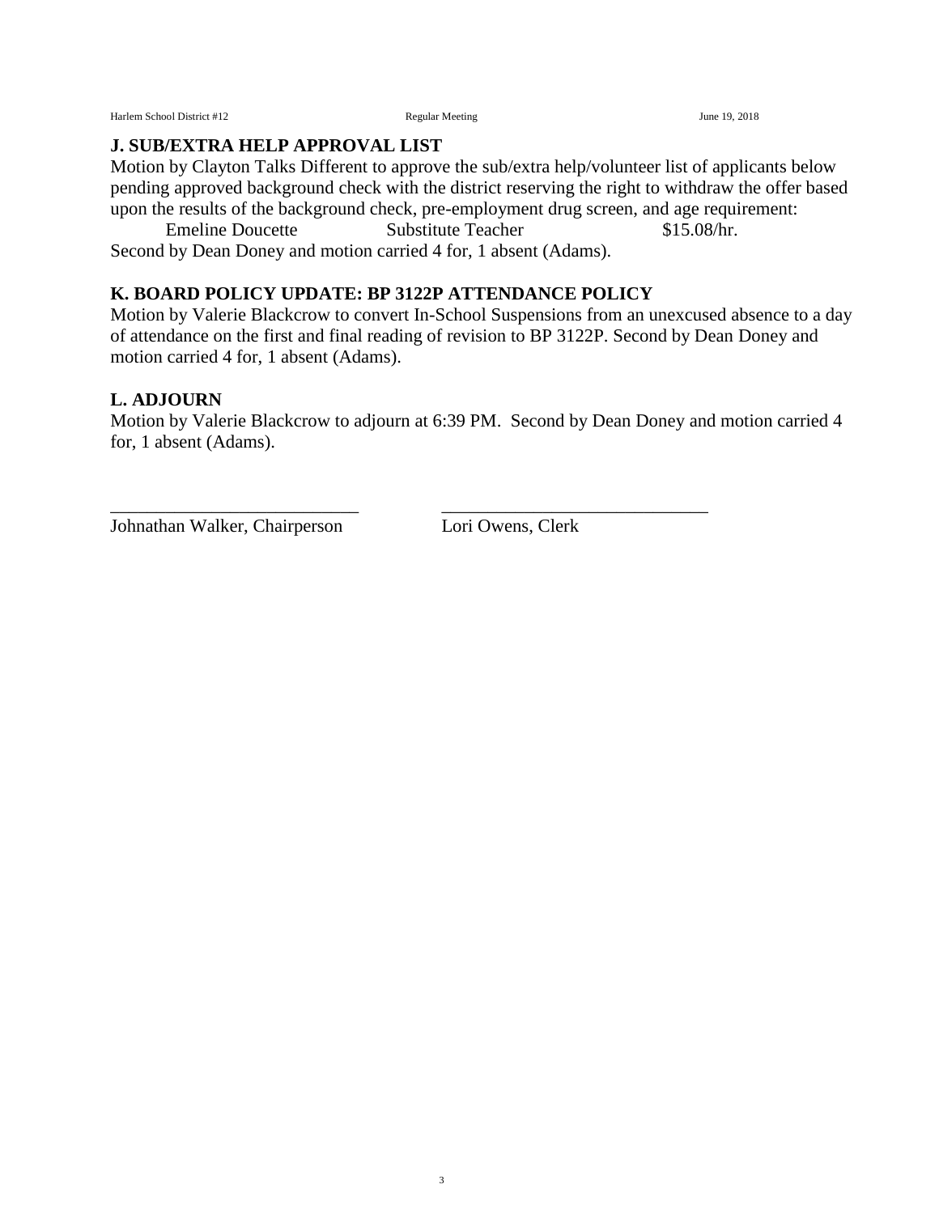## J. SUB/EXTRA HELP APPROVAL LIST

Motion by Clayton Talks Different to approve the sub/extra help/volunteer list of applicants below pending approved background check with the district reserving the right to withdraw the offer based upon the results of the background check, pre-employment drug screen, and age requirement:

| | | |
|---|---|---|
| Emeline Doucette | Substitute Teacher | $15.08/hr. |

Second by Dean Doney and motion carried 4 for, 1 absent (Adams).

## K. BOARD POLICY UPDATE: BP 3122P ATTENDANCE POLICY

Motion by Valerie Blackcrow to convert In-School Suspensions from an unexcused absence to a day of attendance on the first and final reading of revision to BP 3122P. Second by Dean Doney and motion carried 4 for, 1 absent (Adams).

## L. ADJOURN

Motion by Valerie Blackcrow to adjourn at 6:39 PM. Second by Dean Doney and motion carried 4 for, 1 absent (Adams).

___________________________ ______________________________

Johnathan Walker, Chairperson Lori Owens, Clerk